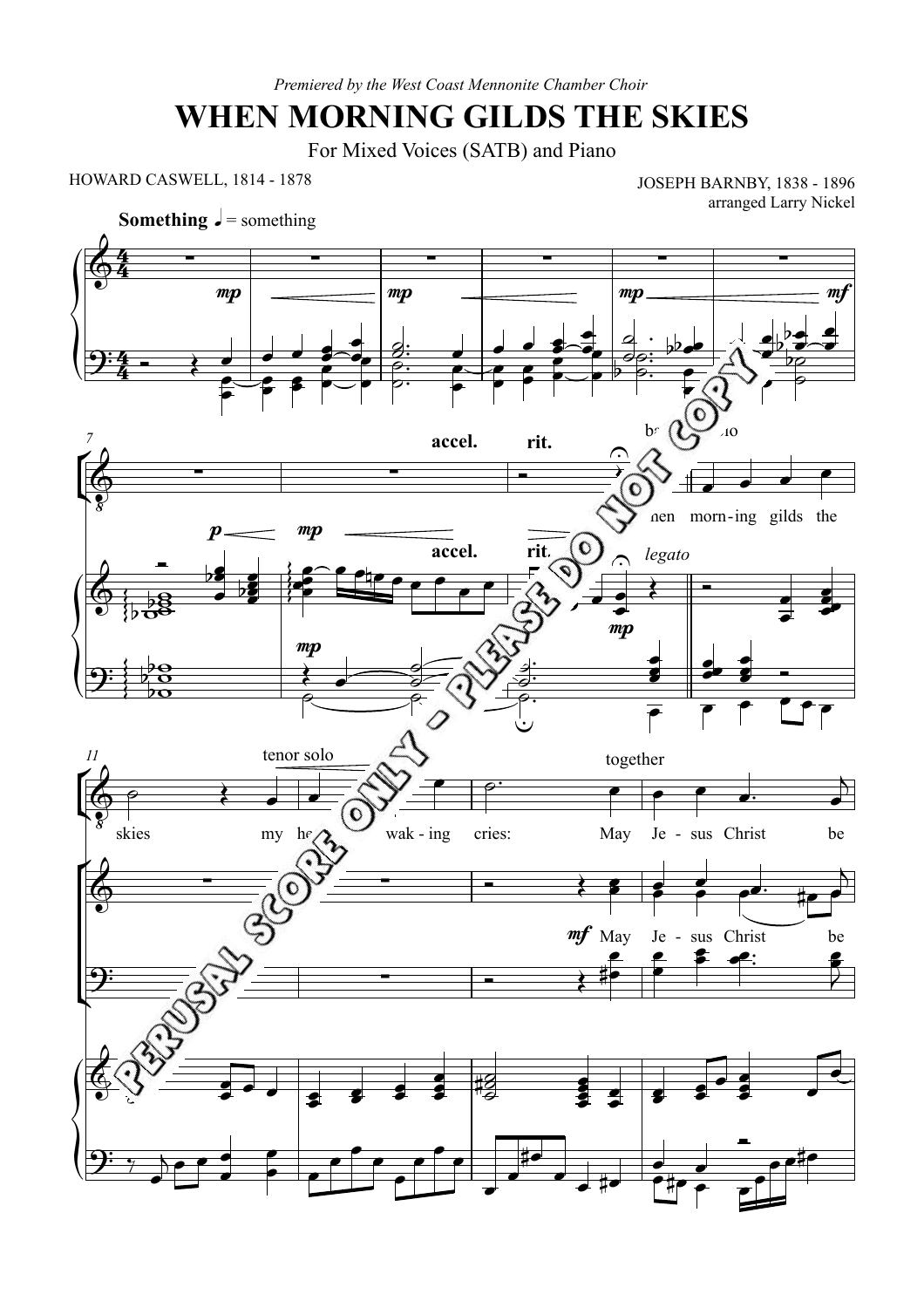*Premiered by the West Coast Mennonite Chamber Choir*

# WHEN MORNING GILDS THE SKIES

For Mixed Voices (SATB) and Piano

HOWARD CASWELL, 1814 - 1878

JOSEPH BARNBY, 1838 - 1896
arranged Larry Nickel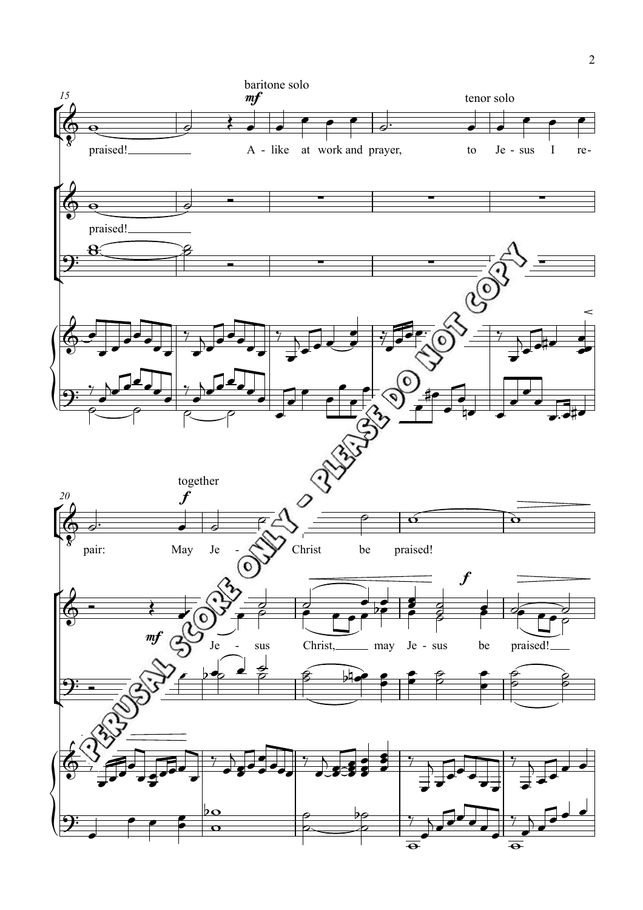baritone solo *mf*

praised! A - like at work and prayer,

tenor solo

to Je - sus I re- pair:

together *f*

May Je - sus Christ be praised!

*mf*

praised! Je - sus Christ, may Je - sus be praised!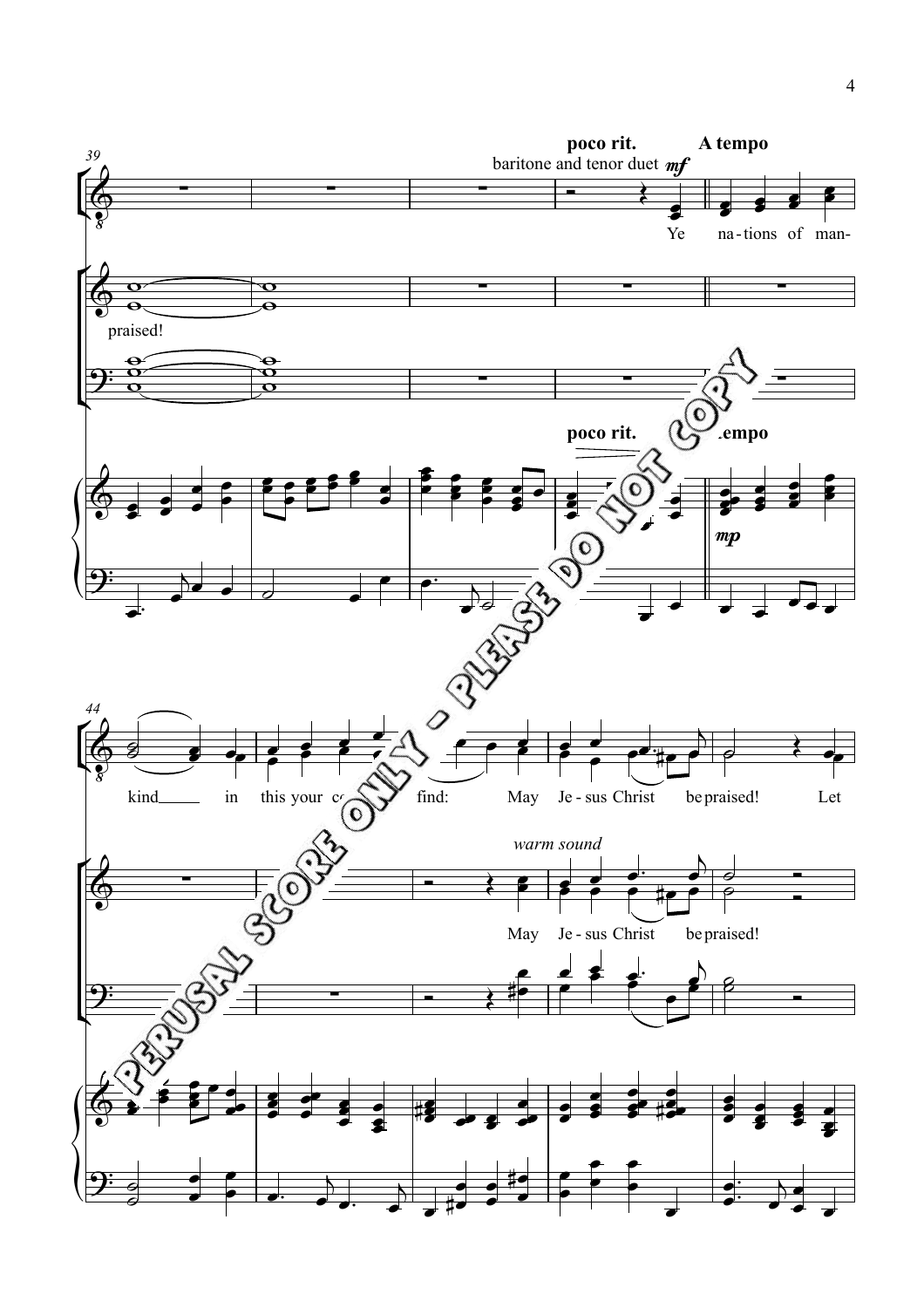poco rit. A tempo

baritone and tenor duet *mf*

Ye na - tions of man-

praised!

poco rit. A tempo

*mp*

kind in this your c... find: May Je - sus Christ be praised! Let

*warm sound*

May Je - sus Christ be praised!

PERUSAL SCORE ONLY - PLEASE DO NOT COPY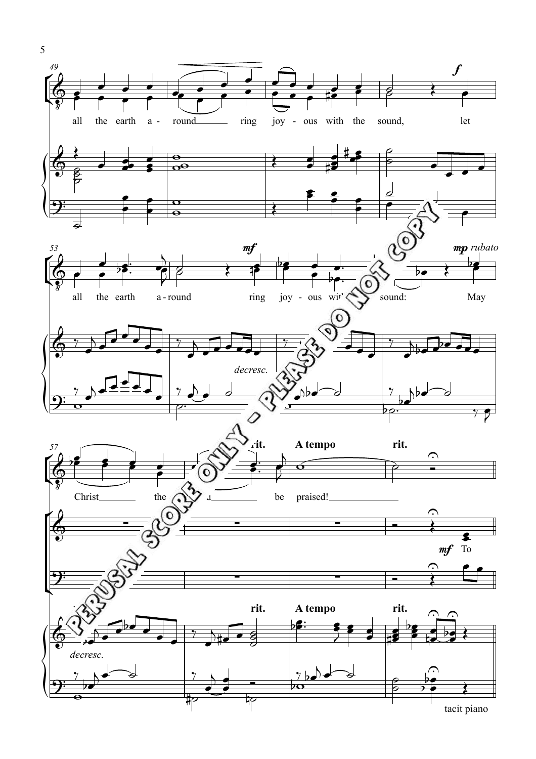all the earth a - round ring joy - ous with the sound, let

all the earth a - round ring joy - ous with the sound: May

Christ the Lord be praised!

*f* *mf* *mp rubato* *decresc.*

**rit.** **A tempo** **rit.**

*mf* To

tacit piano

PERUSAL SCORE ONLY - PLEASE DO NOT COPY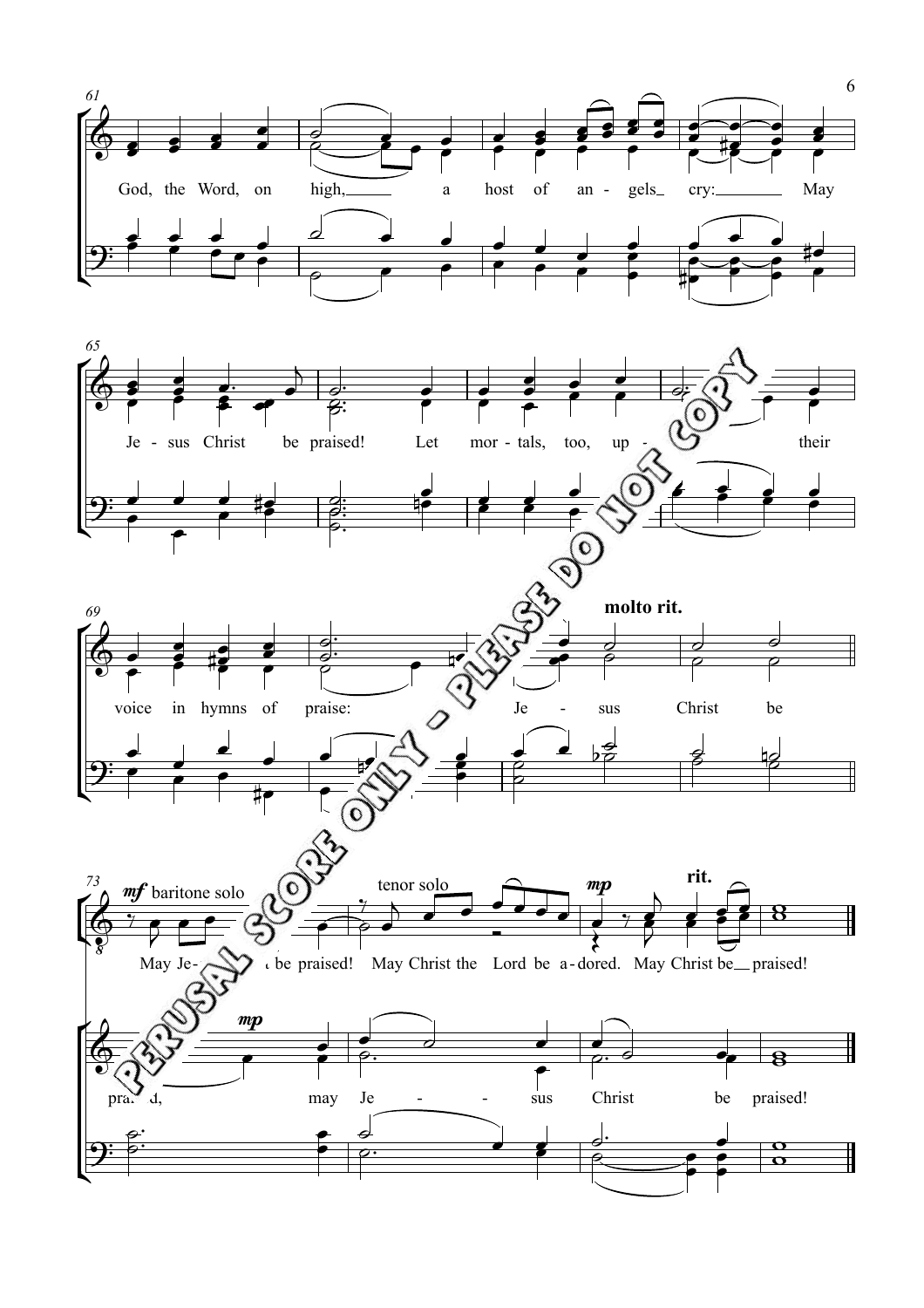61

God, the Word, on high, a host of an - gels cry: May

65

Je - sus Christ be praised! Let mor - tals, too, up - their

69

**molto rit.**

voice in hymns of praise: Je - sus Christ be

73

*mf* baritone solo

tenor solo

*mp*

**rit.**

May Je- t be praised! May Christ the Lord be a - dored. May Christ be praised!

*mp*

pra d, may Je - - sus Christ be praised!

PERUSAL SCORE ONLY - PLEASE DO NOT COPY